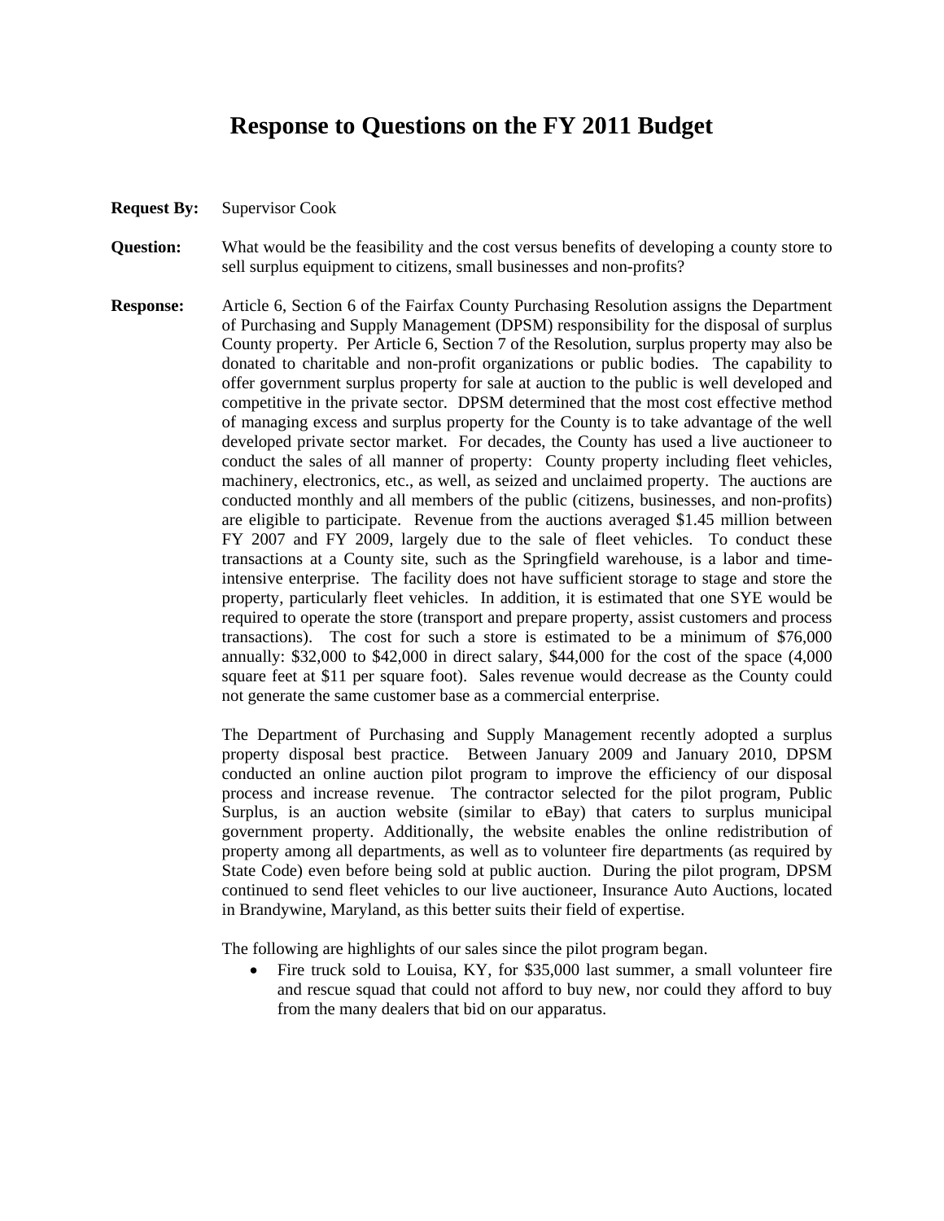# Response to Questions on the FY 2011 Budget

**Request By:** Supervisor Cook

**Question:** What would be the feasibility and the cost versus benefits of developing a county store to sell surplus equipment to citizens, small businesses and non-profits?

**Response:** Article 6, Section 6 of the Fairfax County Purchasing Resolution assigns the Department of Purchasing and Supply Management (DPSM) responsibility for the disposal of surplus County property. Per Article 6, Section 7 of the Resolution, surplus property may also be donated to charitable and non-profit organizations or public bodies. The capability to offer government surplus property for sale at auction to the public is well developed and competitive in the private sector. DPSM determined that the most cost effective method of managing excess and surplus property for the County is to take advantage of the well developed private sector market. For decades, the County has used a live auctioneer to conduct the sales of all manner of property: County property including fleet vehicles, machinery, electronics, etc., as well, as seized and unclaimed property. The auctions are conducted monthly and all members of the public (citizens, businesses, and non-profits) are eligible to participate. Revenue from the auctions averaged $1.45 million between FY 2007 and FY 2009, largely due to the sale of fleet vehicles. To conduct these transactions at a County site, such as the Springfield warehouse, is a labor and time-intensive enterprise. The facility does not have sufficient storage to stage and store the property, particularly fleet vehicles. In addition, it is estimated that one SYE would be required to operate the store (transport and prepare property, assist customers and process transactions). The cost for such a store is estimated to be a minimum of $76,000 annually: $32,000 to $42,000 in direct salary, $44,000 for the cost of the space (4,000 square feet at $11 per square foot). Sales revenue would decrease as the County could not generate the same customer base as a commercial enterprise.

The Department of Purchasing and Supply Management recently adopted a surplus property disposal best practice. Between January 2009 and January 2010, DPSM conducted an online auction pilot program to improve the efficiency of our disposal process and increase revenue. The contractor selected for the pilot program, Public Surplus, is an auction website (similar to eBay) that caters to surplus municipal government property. Additionally, the website enables the online redistribution of property among all departments, as well as to volunteer fire departments (as required by State Code) even before being sold at public auction. During the pilot program, DPSM continued to send fleet vehicles to our live auctioneer, Insurance Auto Auctions, located in Brandywine, Maryland, as this better suits their field of expertise.

The following are highlights of our sales since the pilot program began.

- Fire truck sold to Louisa, KY, for $35,000 last summer, a small volunteer fire and rescue squad that could not afford to buy new, nor could they afford to buy from the many dealers that bid on our apparatus.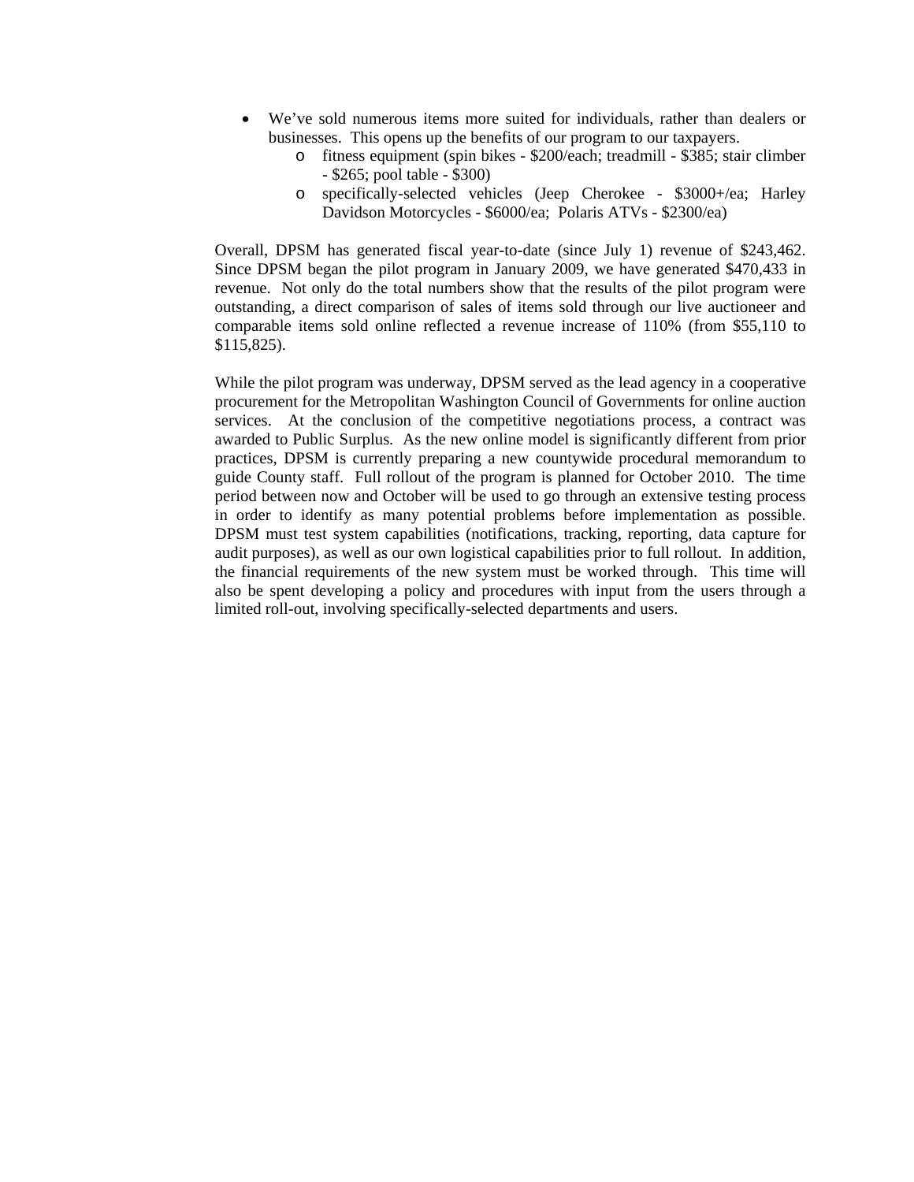- We've sold numerous items more suited for individuals, rather than dealers or businesses. This opens up the benefits of our program to our taxpayers.
  - fitness equipment (spin bikes - $200/each; treadmill - $385; stair climber - $265; pool table - $300)
  - specifically-selected vehicles (Jeep Cherokee - $3000+/ea; Harley Davidson Motorcycles - $6000/ea; Polaris ATVs - $2300/ea)

Overall, DPSM has generated fiscal year-to-date (since July 1) revenue of $243,462. Since DPSM began the pilot program in January 2009, we have generated $470,433 in revenue. Not only do the total numbers show that the results of the pilot program were outstanding, a direct comparison of sales of items sold through our live auctioneer and comparable items sold online reflected a revenue increase of 110% (from $55,110 to $115,825).

While the pilot program was underway, DPSM served as the lead agency in a cooperative procurement for the Metropolitan Washington Council of Governments for online auction services. At the conclusion of the competitive negotiations process, a contract was awarded to Public Surplus. As the new online model is significantly different from prior practices, DPSM is currently preparing a new countywide procedural memorandum to guide County staff. Full rollout of the program is planned for October 2010. The time period between now and October will be used to go through an extensive testing process in order to identify as many potential problems before implementation as possible. DPSM must test system capabilities (notifications, tracking, reporting, data capture for audit purposes), as well as our own logistical capabilities prior to full rollout. In addition, the financial requirements of the new system must be worked through. This time will also be spent developing a policy and procedures with input from the users through a limited roll-out, involving specifically-selected departments and users.